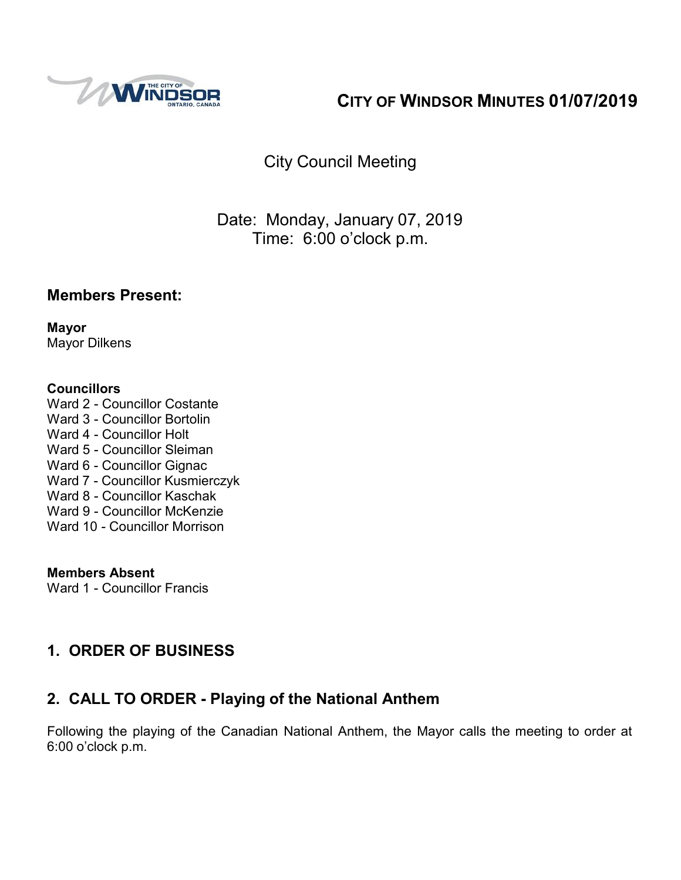# CITY OF WINDSOR MINUTES 01/07/2019

City Council Meeting

Date: Monday, January 07, 2019
Time: 6:00 o'clock p.m.

## Members Present:

**Mayor**
Mayor Dilkens

**Councillors**
Ward 2 - Councillor Costante
Ward 3 - Councillor Bortolin
Ward 4 - Councillor Holt
Ward 5 - Councillor Sleiman
Ward 6 - Councillor Gignac
Ward 7 - Councillor Kusmierczyk
Ward 8 - Councillor Kaschak
Ward 9 - Councillor McKenzie
Ward 10 - Councillor Morrison

**Members Absent**
Ward 1 - Councillor Francis

## 1. ORDER OF BUSINESS

## 2. CALL TO ORDER - Playing of the National Anthem

Following the playing of the Canadian National Anthem, the Mayor calls the meeting to order at 6:00 o'clock p.m.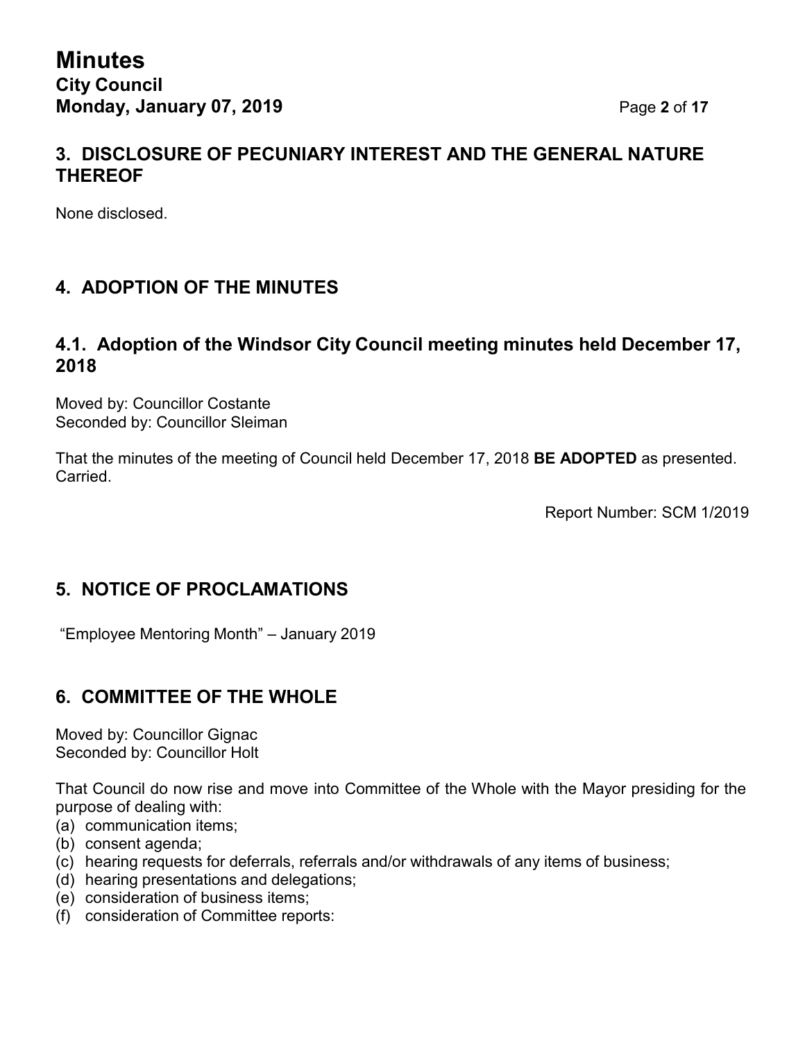## 3. DISCLOSURE OF PECUNIARY INTEREST AND THE GENERAL NATURE THEREOF

None disclosed.

## 4. ADOPTION OF THE MINUTES

### 4.1. Adoption of the Windsor City Council meeting minutes held December 17, 2018

Moved by: Councillor Costante
Seconded by: Councillor Sleiman

That the minutes of the meeting of Council held December 17, 2018 **BE ADOPTED** as presented.
Carried.

Report Number: SCM 1/2019

## 5. NOTICE OF PROCLAMATIONS

"Employee Mentoring Month" – January 2019

## 6. COMMITTEE OF THE WHOLE

Moved by: Councillor Gignac
Seconded by: Councillor Holt

That Council do now rise and move into Committee of the Whole with the Mayor presiding for the purpose of dealing with:

(a) communication items;
(b) consent agenda;
(c) hearing requests for deferrals, referrals and/or withdrawals of any items of business;
(d) hearing presentations and delegations;
(e) consideration of business items;
(f) consideration of Committee reports: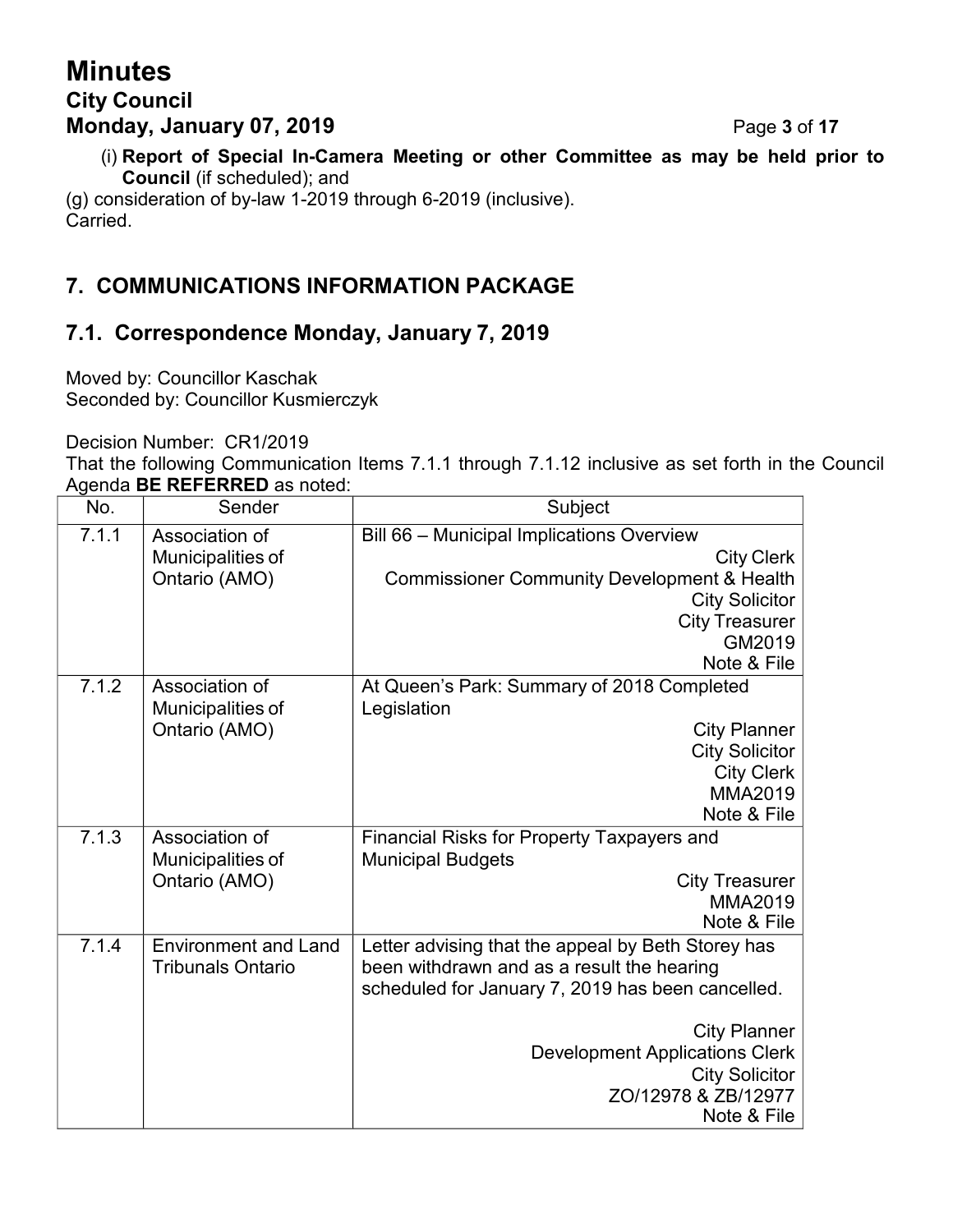(i) **Report of Special In-Camera Meeting or other Committee as may be held prior to Council** (if scheduled); and

(g) consideration of by-law 1-2019 through 6-2019 (inclusive).
Carried.

## 7. COMMUNICATIONS INFORMATION PACKAGE

## 7.1. Correspondence Monday, January 7, 2019

Moved by: Councillor Kaschak
Seconded by: Councillor Kusmierczyk

Decision Number: CR1/2019
That the following Communication Items 7.1.1 through 7.1.12 inclusive as set forth in the Council Agenda **BE REFERRED** as noted:

| No. | Sender | Subject |
|---|---|---|
| 7.1.1 | Association of Municipalities of Ontario (AMO) | Bill 66 – Municipal Implications Overview<br>City Clerk<br>Commissioner Community Development & Health<br>City Solicitor<br>City Treasurer<br>GM2019<br>Note & File |
| 7.1.2 | Association of Municipalities of Ontario (AMO) | At Queen's Park: Summary of 2018 Completed Legislation<br>City Planner<br>City Solicitor<br>City Clerk<br>MMA2019<br>Note & File |
| 7.1.3 | Association of Municipalities of Ontario (AMO) | Financial Risks for Property Taxpayers and Municipal Budgets<br>City Treasurer<br>MMA2019<br>Note & File |
| 7.1.4 | Environment and Land Tribunals Ontario | Letter advising that the appeal by Beth Storey has been withdrawn and as a result the hearing scheduled for January 7, 2019 has been cancelled.<br><br>City Planner<br>Development Applications Clerk<br>City Solicitor<br>ZO/12978 & ZB/12977<br>Note & File |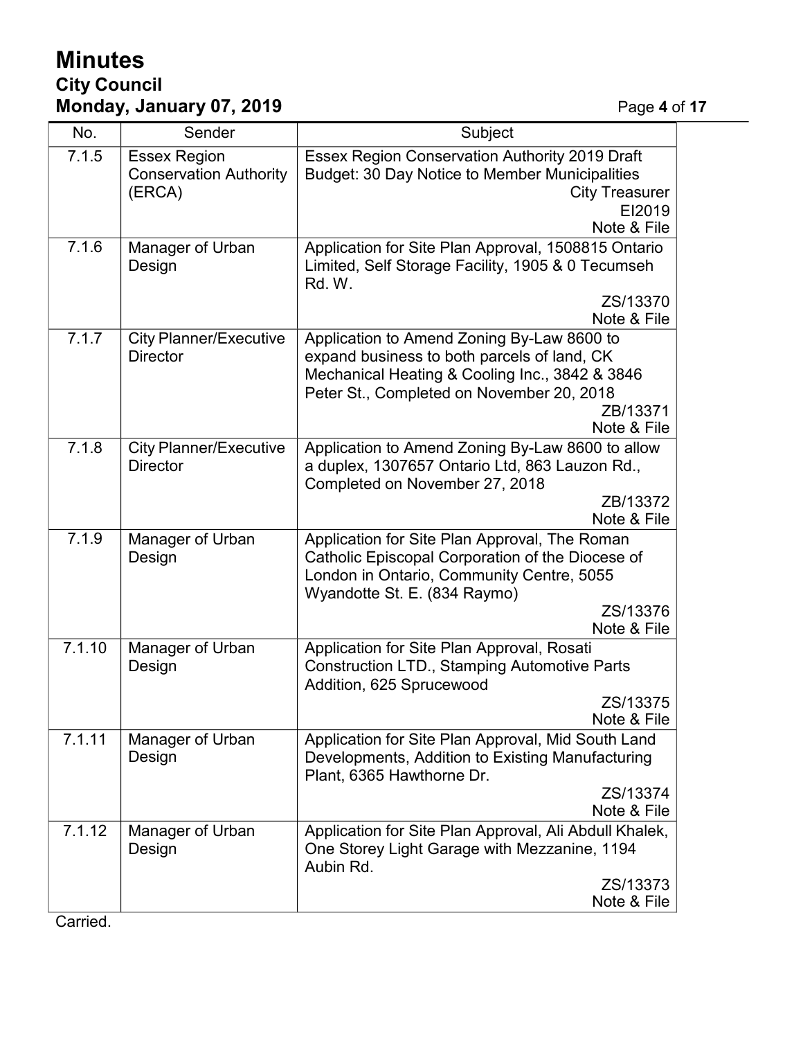| No. | Sender | Subject |
|---|---|---|
| 7.1.5 | Essex Region Conservation Authority (ERCA) | Essex Region Conservation Authority 2019 Draft Budget: 30 Day Notice to Member Municipalities<br>City Treasurer<br>EI2019<br>Note & File |
| 7.1.6 | Manager of Urban Design | Application for Site Plan Approval, 1508815 Ontario Limited, Self Storage Facility, 1905 & 0 Tecumseh Rd. W.<br>ZS/13370<br>Note & File |
| 7.1.7 | City Planner/Executive Director | Application to Amend Zoning By-Law 8600 to expand business to both parcels of land, CK Mechanical Heating & Cooling Inc., 3842 & 3846 Peter St., Completed on November 20, 2018<br>ZB/13371<br>Note & File |
| 7.1.8 | City Planner/Executive Director | Application to Amend Zoning By-Law 8600 to allow a duplex, 1307657 Ontario Ltd, 863 Lauzon Rd., Completed on November 27, 2018<br>ZB/13372<br>Note & File |
| 7.1.9 | Manager of Urban Design | Application for Site Plan Approval, The Roman Catholic Episcopal Corporation of the Diocese of London in Ontario, Community Centre, 5055 Wyandotte St. E. (834 Raymo)<br>ZS/13376<br>Note & File |
| 7.1.10 | Manager of Urban Design | Application for Site Plan Approval, Rosati Construction LTD., Stamping Automotive Parts Addition, 625 Sprucewood<br>ZS/13375<br>Note & File |
| 7.1.11 | Manager of Urban Design | Application for Site Plan Approval, Mid South Land Developments, Addition to Existing Manufacturing Plant, 6365 Hawthorne Dr.<br>ZS/13374<br>Note & File |
| 7.1.12 | Manager of Urban Design | Application for Site Plan Approval, Ali Abdull Khalek, One Storey Light Garage with Mezzanine, 1194 Aubin Rd.<br>ZS/13373<br>Note & File |

Carried.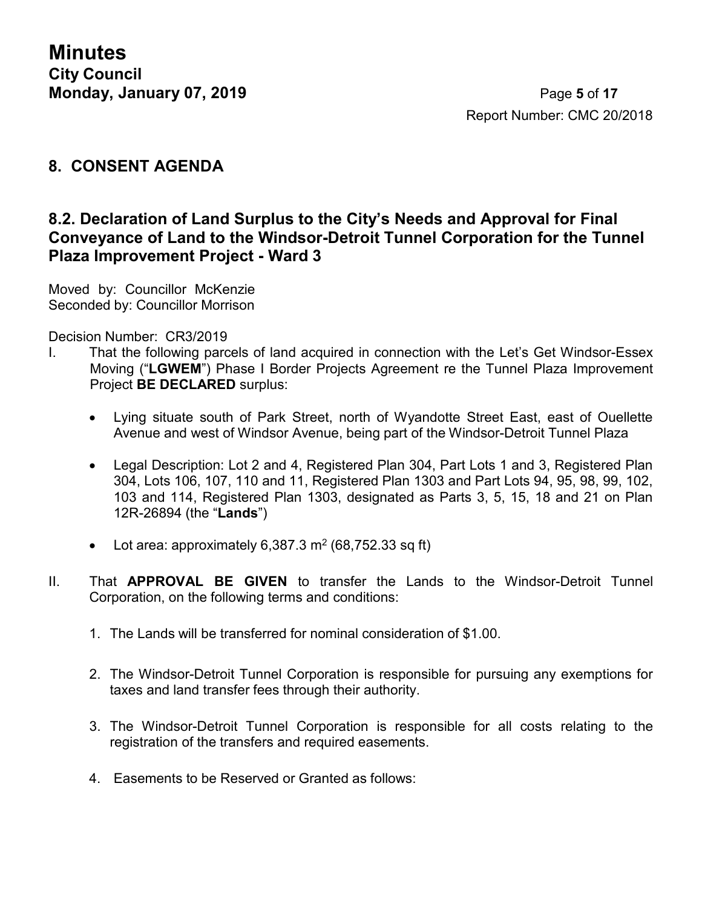## 8. CONSENT AGENDA

### 8.2. Declaration of Land Surplus to the City's Needs and Approval for Final Conveyance of Land to the Windsor-Detroit Tunnel Corporation for the Tunnel Plaza Improvement Project - Ward 3

Moved by: Councillor McKenzie
Seconded by: Councillor Morrison

Decision Number: CR3/2019

I. That the following parcels of land acquired in connection with the Let's Get Windsor-Essex Moving ("**LGWEM**") Phase I Border Projects Agreement re the Tunnel Plaza Improvement Project **BE DECLARED** surplus:

- Lying situate south of Park Street, north of Wyandotte Street East, east of Ouellette Avenue and west of Windsor Avenue, being part of the Windsor-Detroit Tunnel Plaza
- Legal Description: Lot 2 and 4, Registered Plan 304, Part Lots 1 and 3, Registered Plan 304, Lots 106, 107, 110 and 11, Registered Plan 1303 and Part Lots 94, 95, 98, 99, 102, 103 and 114, Registered Plan 1303, designated as Parts 3, 5, 15, 18 and 21 on Plan 12R-26894 (the "**Lands**")
- Lot area: approximately 6,387.3 $m^2$ (68,752.33 sq ft)

II. That **APPROVAL BE GIVEN** to transfer the Lands to the Windsor-Detroit Tunnel Corporation, on the following terms and conditions:

1. The Lands will be transferred for nominal consideration of $1.00.
2. The Windsor-Detroit Tunnel Corporation is responsible for pursuing any exemptions for taxes and land transfer fees through their authority.
3. The Windsor-Detroit Tunnel Corporation is responsible for all costs relating to the registration of the transfers and required easements.
4. Easements to be Reserved or Granted as follows: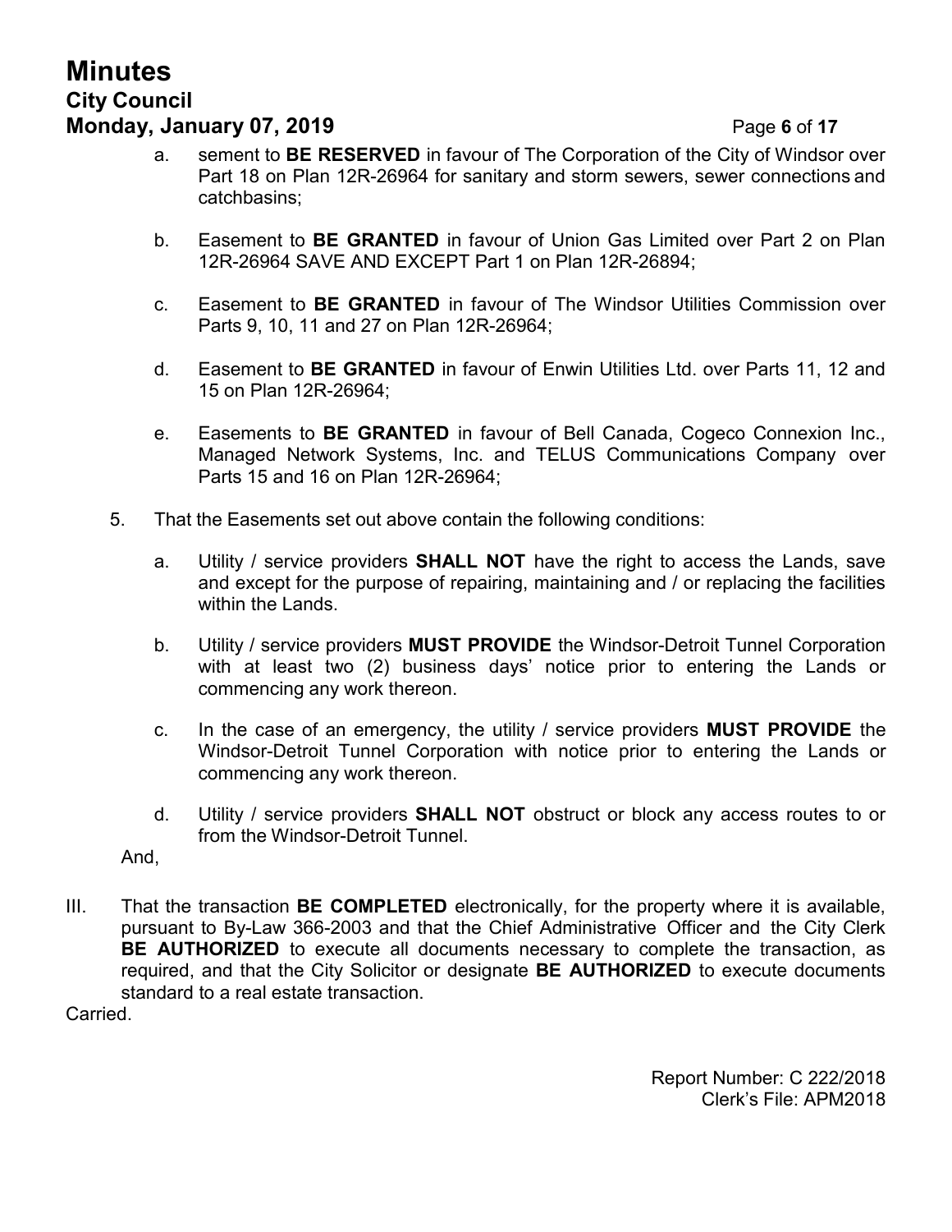a. sement to **BE RESERVED** in favour of The Corporation of the City of Windsor over Part 18 on Plan 12R-26964 for sanitary and storm sewers, sewer connections and catchbasins;

b. Easement to **BE GRANTED** in favour of Union Gas Limited over Part 2 on Plan 12R-26964 SAVE AND EXCEPT Part 1 on Plan 12R-26894;

c. Easement to **BE GRANTED** in favour of The Windsor Utilities Commission over Parts 9, 10, 11 and 27 on Plan 12R-26964;

d. Easement to **BE GRANTED** in favour of Enwin Utilities Ltd. over Parts 11, 12 and 15 on Plan 12R-26964;

e. Easements to **BE GRANTED** in favour of Bell Canada, Cogeco Connexion Inc., Managed Network Systems, Inc. and TELUS Communications Company over Parts 15 and 16 on Plan 12R-26964;

5. That the Easements set out above contain the following conditions:

   a. Utility / service providers **SHALL NOT** have the right to access the Lands, save and except for the purpose of repairing, maintaining and / or replacing the facilities within the Lands.

   b. Utility / service providers **MUST PROVIDE** the Windsor-Detroit Tunnel Corporation with at least two (2) business days' notice prior to entering the Lands or commencing any work thereon.

   c. In the case of an emergency, the utility / service providers **MUST PROVIDE** the Windsor-Detroit Tunnel Corporation with notice prior to entering the Lands or commencing any work thereon.

   d. Utility / service providers **SHALL NOT** obstruct or block any access routes to or from the Windsor-Detroit Tunnel.

And,

III. That the transaction **BE COMPLETED** electronically, for the property where it is available, pursuant to By-Law 366-2003 and that the Chief Administrative Officer and the City Clerk **BE AUTHORIZED** to execute all documents necessary to complete the transaction, as required, and that the City Solicitor or designate **BE AUTHORIZED** to execute documents standard to a real estate transaction.

Carried.

Report Number: C 222/2018
Clerk's File: APM2018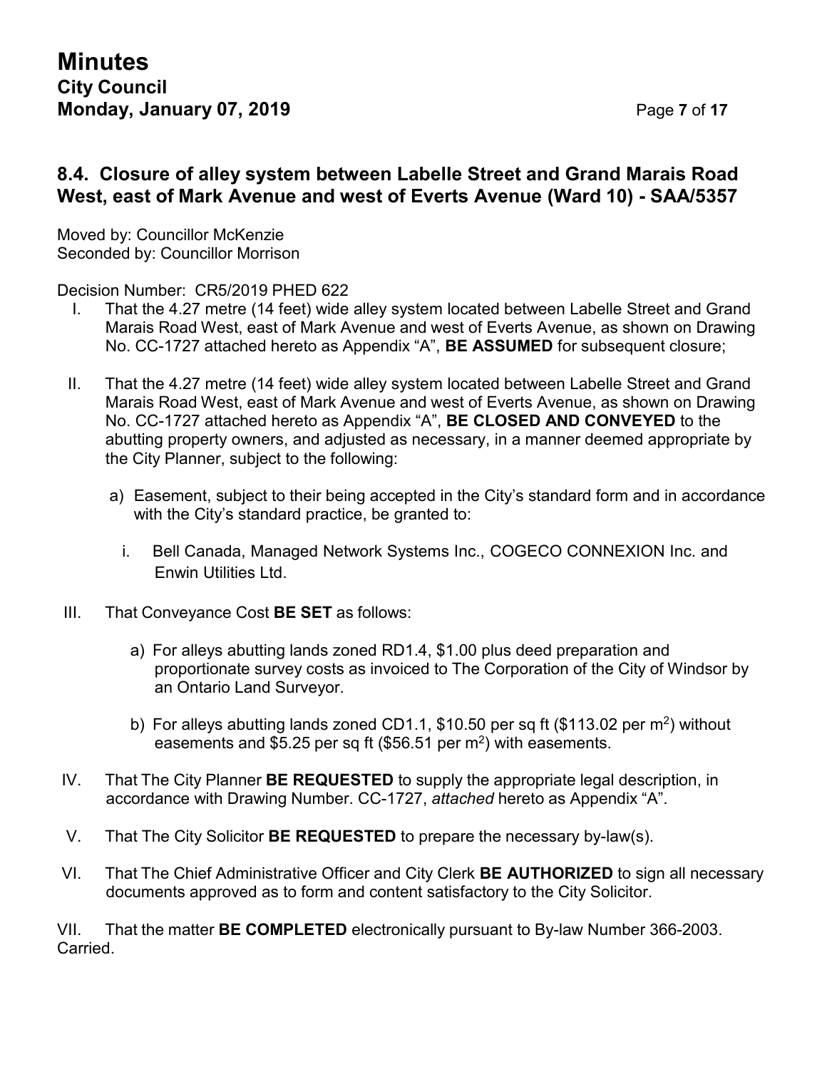## 8.4. Closure of alley system between Labelle Street and Grand Marais Road West, east of Mark Avenue and west of Everts Avenue (Ward 10) - SAA/5357

Moved by: Councillor McKenzie
Seconded by: Councillor Morrison

Decision Number: CR5/2019 PHED 622

I. That the 4.27 metre (14 feet) wide alley system located between Labelle Street and Grand Marais Road West, east of Mark Avenue and west of Everts Avenue, as shown on Drawing No. CC-1727 attached hereto as Appendix "A", **BE ASSUMED** for subsequent closure;

II. That the 4.27 metre (14 feet) wide alley system located between Labelle Street and Grand Marais Road West, east of Mark Avenue and west of Everts Avenue, as shown on Drawing No. CC-1727 attached hereto as Appendix "A", **BE CLOSED AND CONVEYED** to the abutting property owners, and adjusted as necessary, in a manner deemed appropriate by the City Planner, subject to the following:

   a) Easement, subject to their being accepted in the City's standard form and in accordance with the City's standard practice, be granted to:

      i. Bell Canada, Managed Network Systems Inc., COGECO CONNEXION Inc. and Enwin Utilities Ltd.

III. That Conveyance Cost **BE SET** as follows:

   a) For alleys abutting lands zoned RD1.4, $1.00 plus deed preparation and proportionate survey costs as invoiced to The Corporation of the City of Windsor by an Ontario Land Surveyor.

   b) For alleys abutting lands zoned CD1.1, $10.50 per sq ft ($113.02 per m$^2$) without easements and $5.25 per sq ft ($56.51 per m$^2$) with easements.

IV. That The City Planner **BE REQUESTED** to supply the appropriate legal description, in accordance with Drawing Number. CC-1727, *attached* hereto as Appendix "A".

V. That The City Solicitor **BE REQUESTED** to prepare the necessary by-law(s).

VI. That The Chief Administrative Officer and City Clerk **BE AUTHORIZED** to sign all necessary documents approved as to form and content satisfactory to the City Solicitor.

VII. That the matter **BE COMPLETED** electronically pursuant to By-law Number 366-2003.

Carried.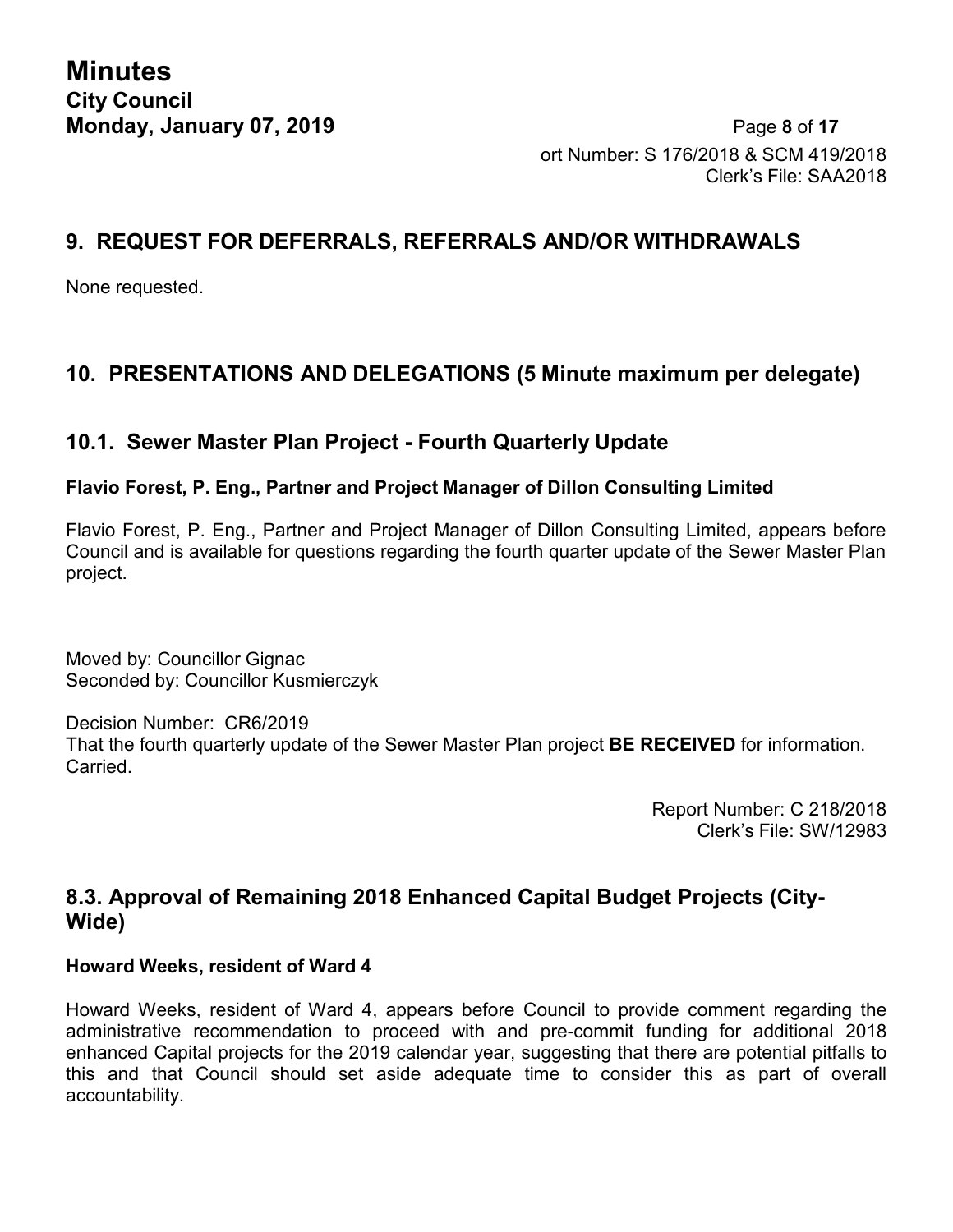ort Number: S 176/2018 & SCM 419/2018
Clerk's File: SAA2018

## 9. REQUEST FOR DEFERRALS, REFERRALS AND/OR WITHDRAWALS

None requested.

## 10. PRESENTATIONS AND DELEGATIONS (5 Minute maximum per delegate)

### 10.1. Sewer Master Plan Project - Fourth Quarterly Update

**Flavio Forest, P. Eng., Partner and Project Manager of Dillon Consulting Limited**

Flavio Forest, P. Eng., Partner and Project Manager of Dillon Consulting Limited, appears before Council and is available for questions regarding the fourth quarter update of the Sewer Master Plan project.

Moved by: Councillor Gignac
Seconded by: Councillor Kusmierczyk

Decision Number: CR6/2019
That the fourth quarterly update of the Sewer Master Plan project **BE RECEIVED** for information.
Carried.

Report Number: C 218/2018
Clerk's File: SW/12983

### 8.3. Approval of Remaining 2018 Enhanced Capital Budget Projects (City-Wide)

**Howard Weeks, resident of Ward 4**

Howard Weeks, resident of Ward 4, appears before Council to provide comment regarding the administrative recommendation to proceed with and pre-commit funding for additional 2018 enhanced Capital projects for the 2019 calendar year, suggesting that there are potential pitfalls to this and that Council should set aside adequate time to consider this as part of overall accountability.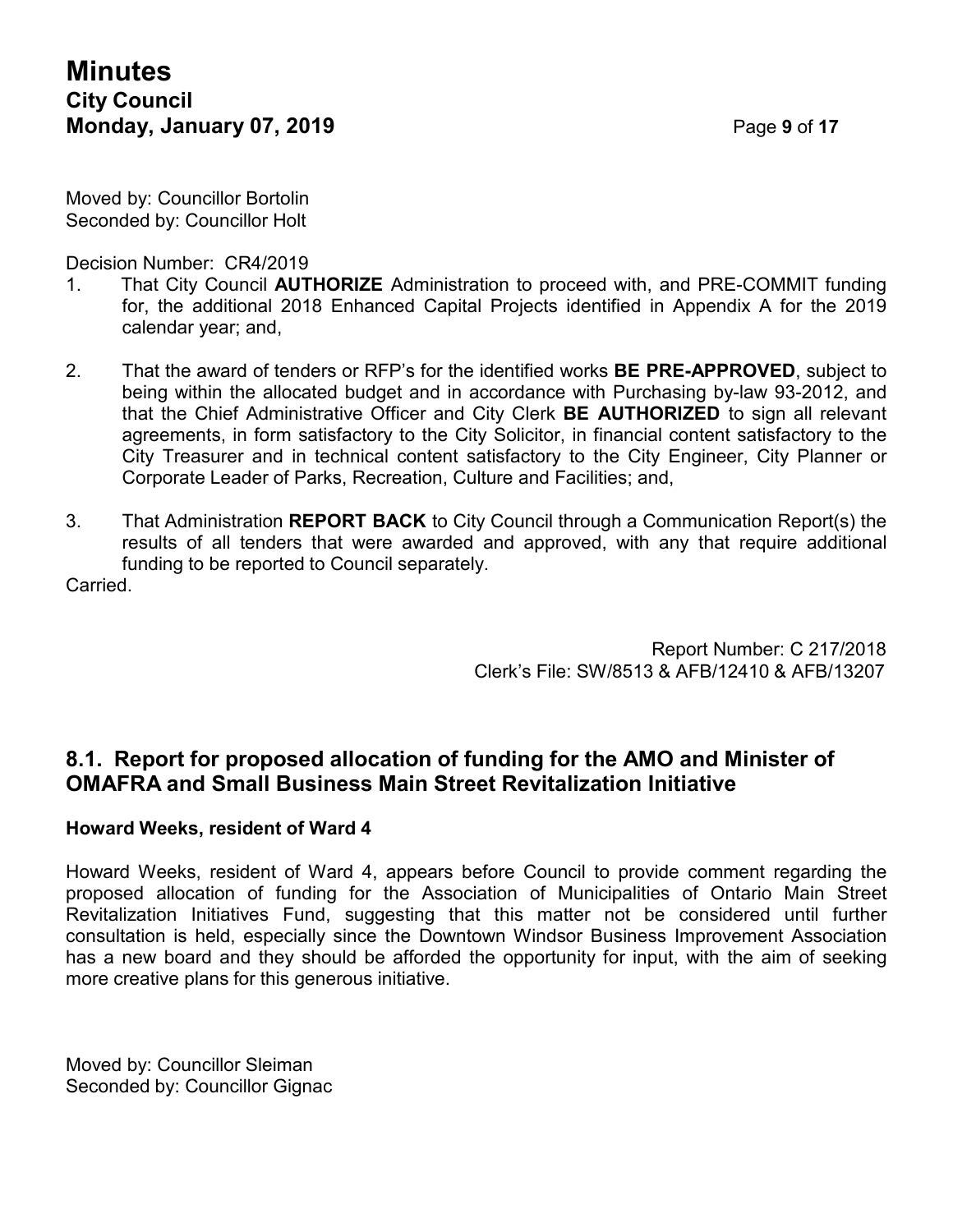Moved by: Councillor Bortolin
Seconded by: Councillor Holt

Decision Number: CR4/2019

1. That City Council **AUTHORIZE** Administration to proceed with, and PRE-COMMIT funding for, the additional 2018 Enhanced Capital Projects identified in Appendix A for the 2019 calendar year; and,

2. That the award of tenders or RFP's for the identified works **BE PRE-APPROVED**, subject to being within the allocated budget and in accordance with Purchasing by-law 93-2012, and that the Chief Administrative Officer and City Clerk **BE AUTHORIZED** to sign all relevant agreements, in form satisfactory to the City Solicitor, in financial content satisfactory to the City Treasurer and in technical content satisfactory to the City Engineer, City Planner or Corporate Leader of Parks, Recreation, Culture and Facilities; and,

3. That Administration **REPORT BACK** to City Council through a Communication Report(s) the results of all tenders that were awarded and approved, with any that require additional funding to be reported to Council separately.

Carried.

Report Number: C 217/2018
Clerk's File: SW/8513 & AFB/12410 & AFB/13207

## 8.1. Report for proposed allocation of funding for the AMO and Minister of OMAFRA and Small Business Main Street Revitalization Initiative

**Howard Weeks, resident of Ward 4**

Howard Weeks, resident of Ward 4, appears before Council to provide comment regarding the proposed allocation of funding for the Association of Municipalities of Ontario Main Street Revitalization Initiatives Fund, suggesting that this matter not be considered until further consultation is held, especially since the Downtown Windsor Business Improvement Association has a new board and they should be afforded the opportunity for input, with the aim of seeking more creative plans for this generous initiative.

Moved by: Councillor Sleiman
Seconded by: Councillor Gignac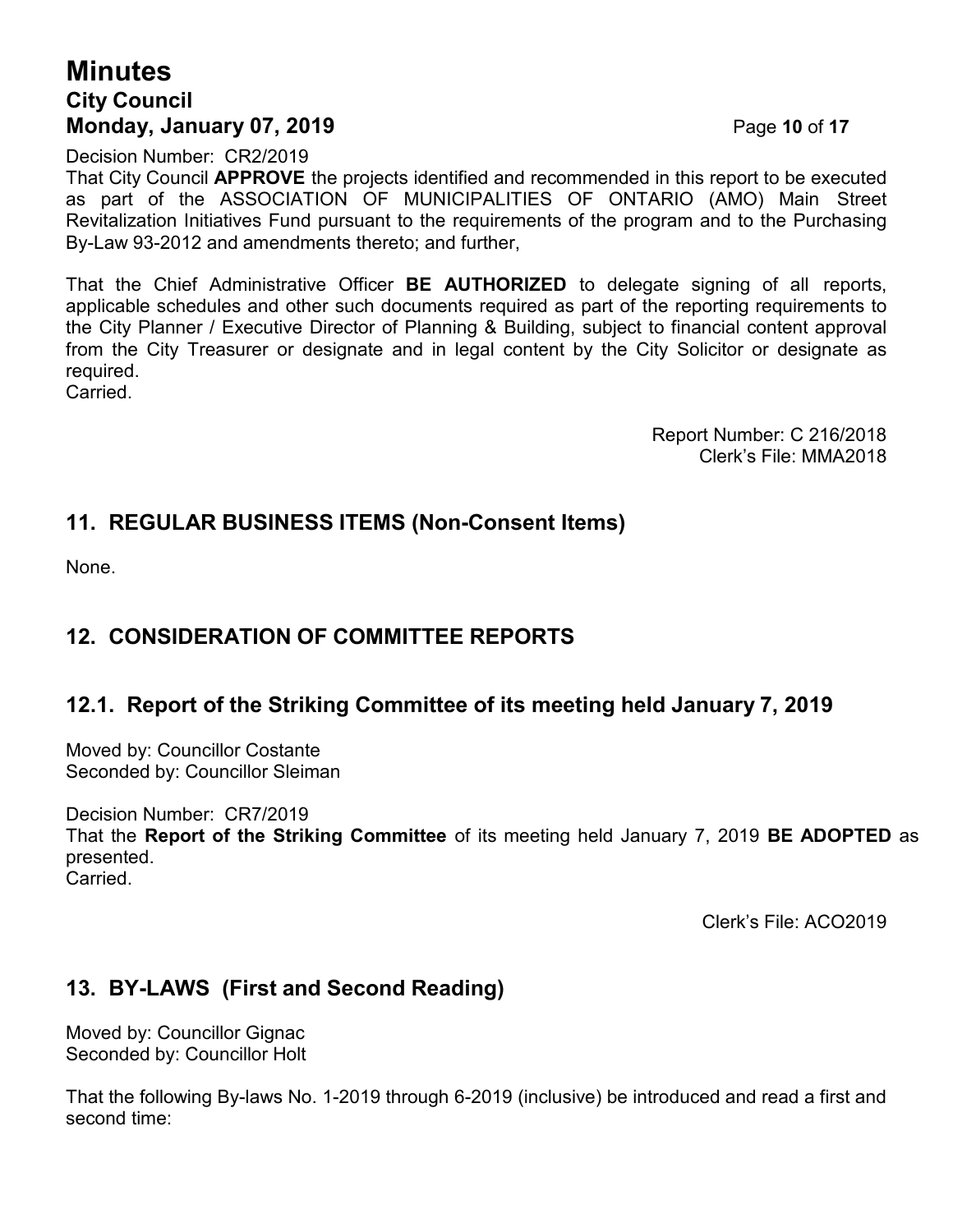Decision Number: CR2/2019
That City Council **APPROVE** the projects identified and recommended in this report to be executed as part of the ASSOCIATION OF MUNICIPALITIES OF ONTARIO (AMO) Main Street Revitalization Initiatives Fund pursuant to the requirements of the program and to the Purchasing By-Law 93-2012 and amendments thereto; and further,

That the Chief Administrative Officer **BE AUTHORIZED** to delegate signing of all reports, applicable schedules and other such documents required as part of the reporting requirements to the City Planner / Executive Director of Planning & Building, subject to financial content approval from the City Treasurer or designate and in legal content by the City Solicitor or designate as required.
Carried.

Report Number: C 216/2018
Clerk's File: MMA2018

## 11. REGULAR BUSINESS ITEMS (Non-Consent Items)

None.

## 12. CONSIDERATION OF COMMITTEE REPORTS

### 12.1. Report of the Striking Committee of its meeting held January 7, 2019

Moved by: Councillor Costante
Seconded by: Councillor Sleiman

Decision Number: CR7/2019
That the **Report of the Striking Committee** of its meeting held January 7, 2019 **BE ADOPTED** as presented.
Carried.

Clerk's File: ACO2019

## 13. BY-LAWS (First and Second Reading)

Moved by: Councillor Gignac
Seconded by: Councillor Holt

That the following By-laws No. 1-2019 through 6-2019 (inclusive) be introduced and read a first and second time: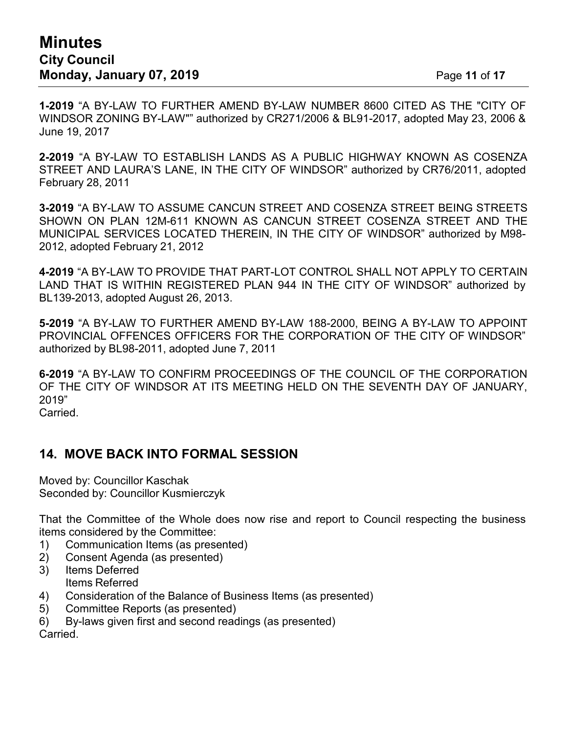**1-2019** "A BY-LAW TO FURTHER AMEND BY-LAW NUMBER 8600 CITED AS THE "CITY OF WINDSOR ZONING BY-LAW"" authorized by CR271/2006 & BL91-2017, adopted May 23, 2006 & June 19, 2017

**2-2019** "A BY-LAW TO ESTABLISH LANDS AS A PUBLIC HIGHWAY KNOWN AS COSENZA STREET AND LAURA'S LANE, IN THE CITY OF WINDSOR" authorized by CR76/2011, adopted February 28, 2011

**3-2019** "A BY-LAW TO ASSUME CANCUN STREET AND COSENZA STREET BEING STREETS SHOWN ON PLAN 12M-611 KNOWN AS CANCUN STREET COSENZA STREET AND THE MUNICIPAL SERVICES LOCATED THEREIN, IN THE CITY OF WINDSOR" authorized by M98-2012, adopted February 21, 2012

**4-2019** "A BY-LAW TO PROVIDE THAT PART-LOT CONTROL SHALL NOT APPLY TO CERTAIN LAND THAT IS WITHIN REGISTERED PLAN 944 IN THE CITY OF WINDSOR" authorized by BL139-2013, adopted August 26, 2013.

**5-2019** "A BY-LAW TO FURTHER AMEND BY-LAW 188-2000, BEING A BY-LAW TO APPOINT PROVINCIAL OFFENCES OFFICERS FOR THE CORPORATION OF THE CITY OF WINDSOR" authorized by BL98-2011, adopted June 7, 2011

**6-2019** "A BY-LAW TO CONFIRM PROCEEDINGS OF THE COUNCIL OF THE CORPORATION OF THE CITY OF WINDSOR AT ITS MEETING HELD ON THE SEVENTH DAY OF JANUARY, 2019"
Carried.

## 14. MOVE BACK INTO FORMAL SESSION

Moved by: Councillor Kaschak
Seconded by: Councillor Kusmierczyk

That the Committee of the Whole does now rise and report to Council respecting the business items considered by the Committee:

1) Communication Items (as presented)
2) Consent Agenda (as presented)
3) Items Deferred
   Items Referred
4) Consideration of the Balance of Business Items (as presented)
5) Committee Reports (as presented)
6) By-laws given first and second readings (as presented)

Carried.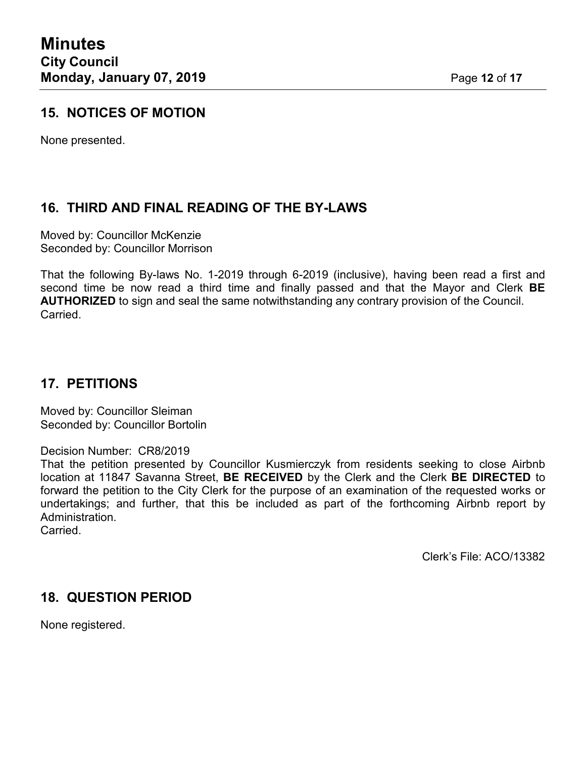## 15. NOTICES OF MOTION

None presented.

## 16. THIRD AND FINAL READING OF THE BY-LAWS

Moved by: Councillor McKenzie
Seconded by: Councillor Morrison

That the following By-laws No. 1-2019 through 6-2019 (inclusive), having been read a first and second time be now read a third time and finally passed and that the Mayor and Clerk **BE AUTHORIZED** to sign and seal the same notwithstanding any contrary provision of the Council.
Carried.

## 17. PETITIONS

Moved by: Councillor Sleiman
Seconded by: Councillor Bortolin

Decision Number: CR8/2019
That the petition presented by Councillor Kusmierczyk from residents seeking to close Airbnb location at 11847 Savanna Street, **BE RECEIVED** by the Clerk and the Clerk **BE DIRECTED** to forward the petition to the City Clerk for the purpose of an examination of the requested works or undertakings; and further, that this be included as part of the forthcoming Airbnb report by Administration.
Carried.

Clerk's File: ACO/13382

## 18. QUESTION PERIOD

None registered.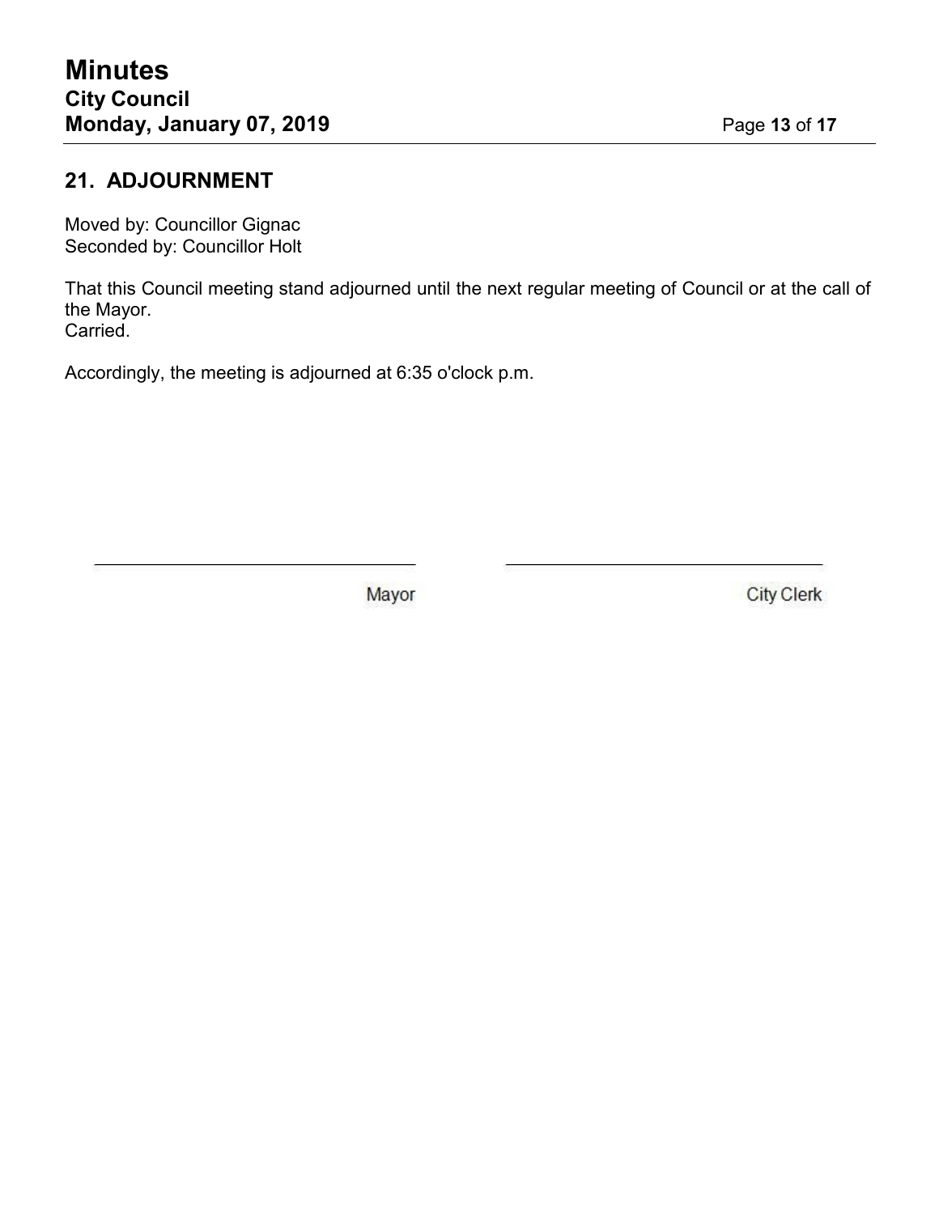## 21. ADJOURNMENT

Moved by: Councillor Gignac
Seconded by: Councillor Holt

That this Council meeting stand adjourned until the next regular meeting of Council or at the call of the Mayor.
Carried.

Accordingly, the meeting is adjourned at 6:35 o'clock p.m.

\_\_\_\_\_\_\_\_\_\_\_\_\_\_\_\_\_\_\_\_\_\_\_\_\_\_\_\_\_\_ Mayor

\_\_\_\_\_\_\_\_\_\_\_\_\_\_\_\_\_\_\_\_\_\_\_\_\_\_\_\_\_\_ City Clerk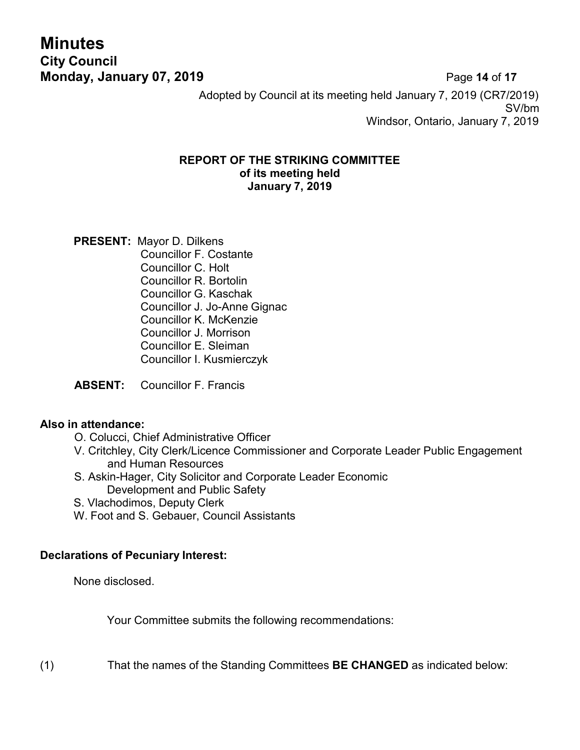Adopted by Council at its meeting held January 7, 2019 (CR7/2019)
SV/bm
Windsor, Ontario, January 7, 2019

**REPORT OF THE STRIKING COMMITTEE**
**of its meeting held**
**January 7, 2019**

**PRESENT:** Mayor D. Dilkens
Councillor F. Costante
Councillor C. Holt
Councillor R. Bortolin
Councillor G. Kaschak
Councillor J. Jo-Anne Gignac
Councillor K. McKenzie
Councillor J. Morrison
Councillor E. Sleiman
Councillor I. Kusmierczyk

**ABSENT:** Councillor F. Francis

**Also in attendance:**

- O. Colucci, Chief Administrative Officer
- V. Critchley, City Clerk/Licence Commissioner and Corporate Leader Public Engagement and Human Resources
- S. Askin-Hager, City Solicitor and Corporate Leader Economic Development and Public Safety
- S. Vlachodimos, Deputy Clerk
- W. Foot and S. Gebauer, Council Assistants

**Declarations of Pecuniary Interest:**

None disclosed.

Your Committee submits the following recommendations:

(1) That the names of the Standing Committees **BE CHANGED** as indicated below: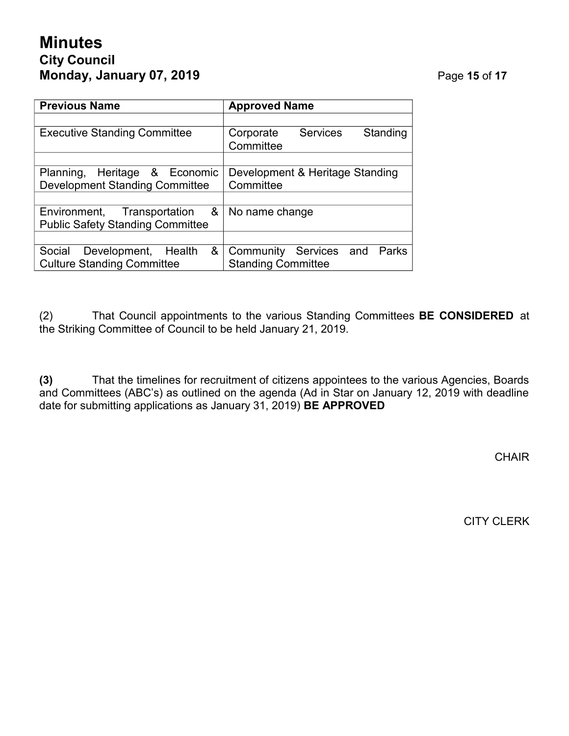| Previous Name | Approved Name |
|---|---|
| | |
| Executive Standing Committee | Corporate Services Standing Committee |
| | |
| Planning, Heritage & Economic Development Standing Committee | Development & Heritage Standing Committee |
| | |
| Environment, Transportation & Public Safety Standing Committee | No name change |
| | |
| Social Development, Health & Culture Standing Committee | Community Services and Parks Standing Committee |

(2) That Council appointments to the various Standing Committees **BE CONSIDERED** at the Striking Committee of Council to be held January 21, 2019.

**(3)** That the timelines for recruitment of citizens appointees to the various Agencies, Boards and Committees (ABC's) as outlined on the agenda (Ad in Star on January 12, 2019 with deadline date for submitting applications as January 31, 2019) **BE APPROVED**

CHAIR

CITY CLERK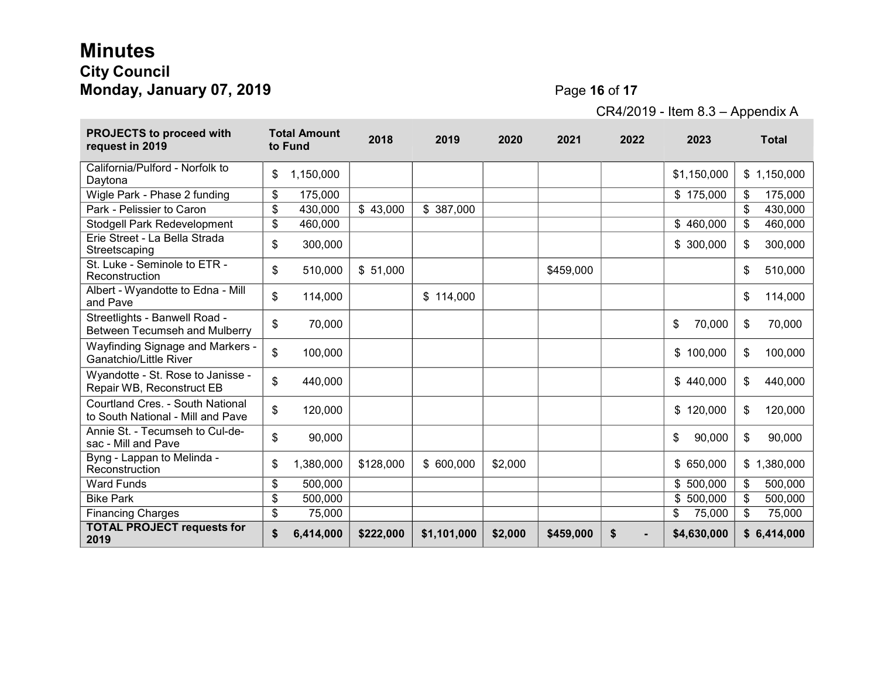CR4/2019 - Item 8.3 – Appendix A

| PROJECTS to proceed with request in 2019 | Total Amount to Fund | 2018 | 2019 | 2020 | 2021 | 2022 | 2023 | Total |
|---|---|---|---|---|---|---|---|---|
| California/Pulford - Norfolk to Daytona | $ 1,150,000 | | | | | | $1,150,000 | $ 1,150,000 |
| Wigle Park - Phase 2 funding | $ 175,000 | | | | | | $ 175,000 | $ 175,000 |
| Park - Pelissier to Caron | $ 430,000 | $ 43,000 | $ 387,000 | | | | | $ 430,000 |
| Stodgell Park Redevelopment | $ 460,000 | | | | | | $ 460,000 | $ 460,000 |
| Erie Street - La Bella Strada Streetscaping | $ 300,000 | | | | | | $ 300,000 | $ 300,000 |
| St. Luke - Seminole to ETR - Reconstruction | $ 510,000 | $ 51,000 | | | $459,000 | | | $ 510,000 |
| Albert - Wyandotte to Edna - Mill and Pave | $ 114,000 | | $ 114,000 | | | | | $ 114,000 |
| Streetlights - Banwell Road - Between Tecumseh and Mulberry | $ 70,000 | | | | | | $ 70,000 | $ 70,000 |
| Wayfinding Signage and Markers - Ganatchio/Little River | $ 100,000 | | | | | | $ 100,000 | $ 100,000 |
| Wyandotte - St. Rose to Janisse - Repair WB, Reconstruct EB | $ 440,000 | | | | | | $ 440,000 | $ 440,000 |
| Courtland Cres. - South National to South National - Mill and Pave | $ 120,000 | | | | | | $ 120,000 | $ 120,000 |
| Annie St. - Tecumseh to Cul-de-sac - Mill and Pave | $ 90,000 | | | | | | $ 90,000 | $ 90,000 |
| Byng - Lappan to Melinda - Reconstruction | $ 1,380,000 | $128,000 | $ 600,000 | $2,000 | | | $ 650,000 | $ 1,380,000 |
| Ward Funds | $ 500,000 | | | | | | $ 500,000 | $ 500,000 |
| Bike Park | $ 500,000 | | | | | | $ 500,000 | $ 500,000 |
| Financing Charges | $ 75,000 | | | | | | $ 75,000 | $ 75,000 |
| **TOTAL PROJECT requests for 2019** | **$ 6,414,000** | **$222,000** | **$1,101,000** | **$2,000** | **$459,000** | **$ -** | **$4,630,000** | **$ 6,414,000** |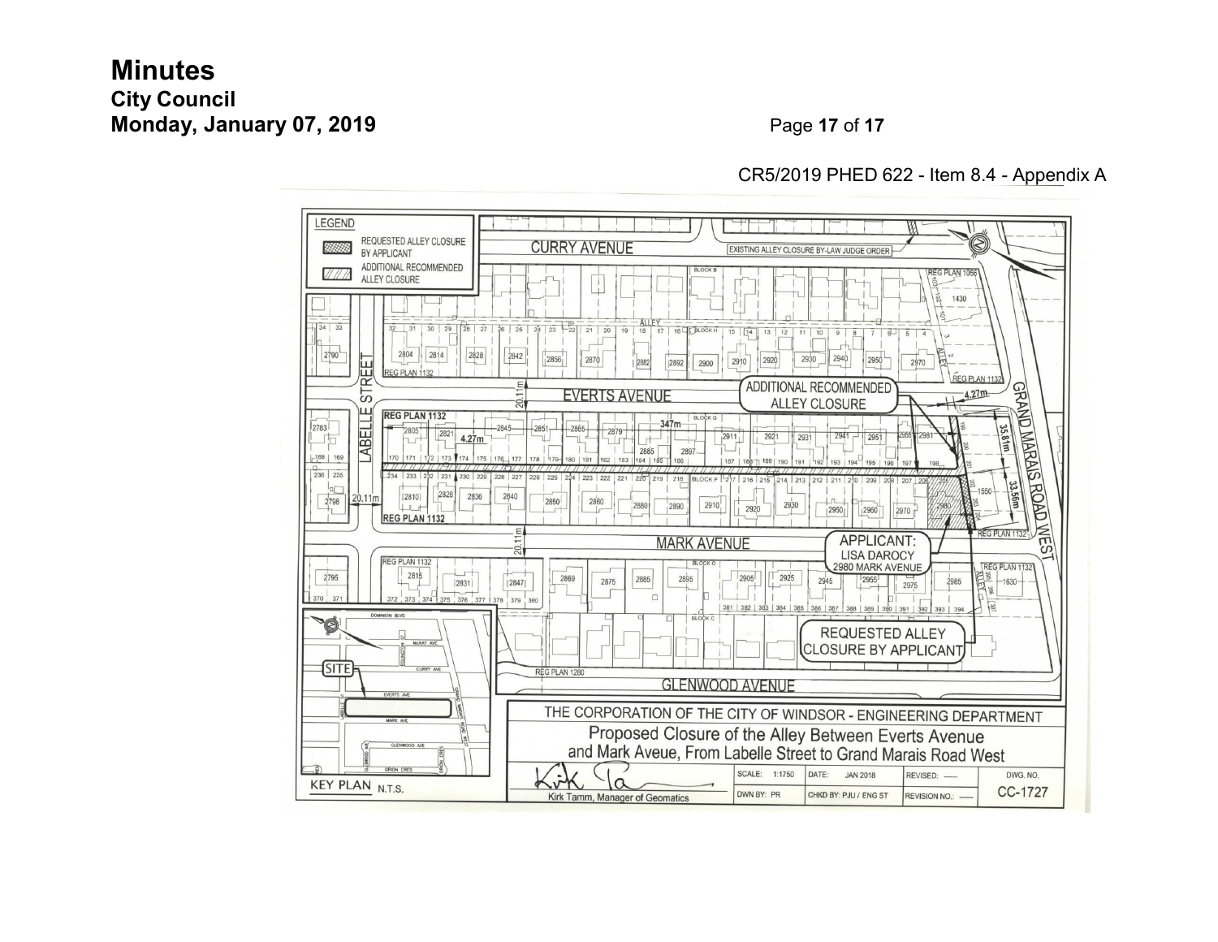CR5/2019 PHED 622 - Item 8.4 - Appendix A

LEGEND

REQUESTED ALLEY CLOSURE BY APPLICANT

ADDITIONAL RECOMMENDED ALLEY CLOSURE

CURRY AVENUE

EXISTING ALLEY CLOSURE BY-LAW JUDGE ORDER

EVERTS AVENUE

MARK AVENUE

GLENWOOD AVENUE

LABELLE STREET

GRAND MARAIS ROAD WEST

ADDITIONAL RECOMMENDED ALLEY CLOSURE

APPLICANT: LISA DAROCY 2980 MARK AVENUE

REQUESTED ALLEY CLOSURE BY APPLICANT

REG PLAN 1132

REG PLAN 1056

REG PLAN 1280

347m

4.27m

20.11m

35.81m

33.56m

KEY PLAN N.T.S.

SITE

THE CORPORATION OF THE CITY OF WINDSOR - ENGINEERING DEPARTMENT

Proposed Closure of the Alley Between Everts Avenue and Mark Aveue, From Labelle Street to Grand Marais Road West

Kirk Tamm, Manager of Geomatics

SCALE: 1:1750

DATE: JAN 2018

REVISED: -----

DWG. NO. CC-1727

DWN BY: PR

CHKD BY: PJU / ENG ST

REVISION NO.: -----